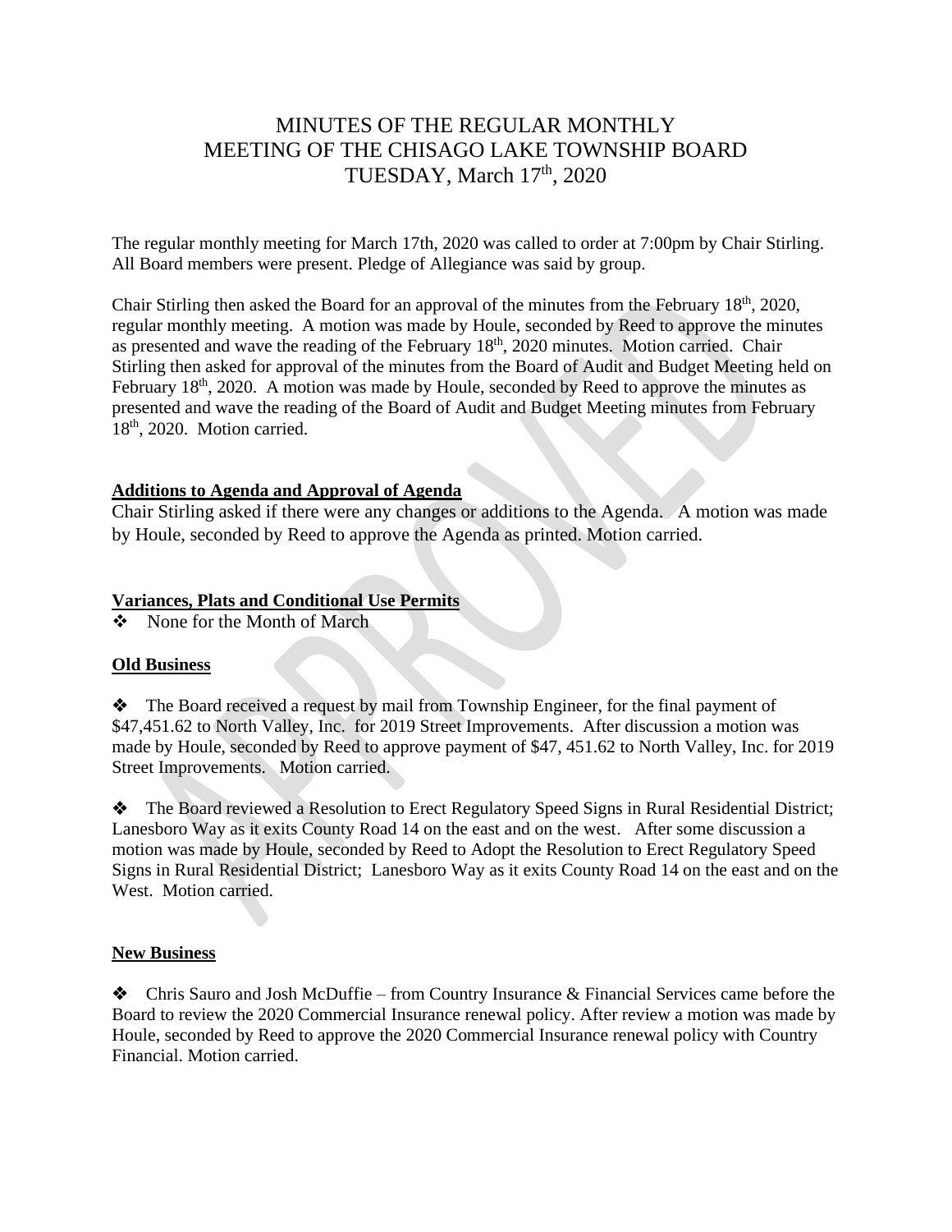# MINUTES OF THE REGULAR MONTHLY MEETING OF THE CHISAGO LAKE TOWNSHIP BOARD TUESDAY, March 17th, 2020

The regular monthly meeting for March 17th, 2020 was called to order at 7:00pm by Chair Stirling. All Board members were present. Pledge of Allegiance was said by group.

Chair Stirling then asked the Board for an approval of the minutes from the February 18th, 2020, regular monthly meeting. A motion was made by Houle, seconded by Reed to approve the minutes as presented and wave the reading of the February 18th, 2020 minutes. Motion carried. Chair Stirling then asked for approval of the minutes from the Board of Audit and Budget Meeting held on February 18th, 2020. A motion was made by Houle, seconded by Reed to approve the minutes as presented and wave the reading of the Board of Audit and Budget Meeting minutes from February 18th, 2020. Motion carried.

## Additions to Agenda and Approval of Agenda

Chair Stirling asked if there were any changes or additions to the Agenda. A motion was made by Houle, seconded by Reed to approve the Agenda as printed. Motion carried.

## Variances, Plats and Conditional Use Permits

- None for the Month of March

## Old Business

- The Board received a request by mail from Township Engineer, for the final payment of $47,451.62 to North Valley, Inc. for 2019 Street Improvements. After discussion a motion was made by Houle, seconded by Reed to approve payment of $47, 451.62 to North Valley, Inc. for 2019 Street Improvements. Motion carried.

- The Board reviewed a Resolution to Erect Regulatory Speed Signs in Rural Residential District; Lanesboro Way as it exits County Road 14 on the east and on the west. After some discussion a motion was made by Houle, seconded by Reed to Adopt the Resolution to Erect Regulatory Speed Signs in Rural Residential District; Lanesboro Way as it exits County Road 14 on the east and on the West. Motion carried.

## New Business

- Chris Sauro and Josh McDuffie – from Country Insurance & Financial Services came before the Board to review the 2020 Commercial Insurance renewal policy. After review a motion was made by Houle, seconded by Reed to approve the 2020 Commercial Insurance renewal policy with Country Financial. Motion carried.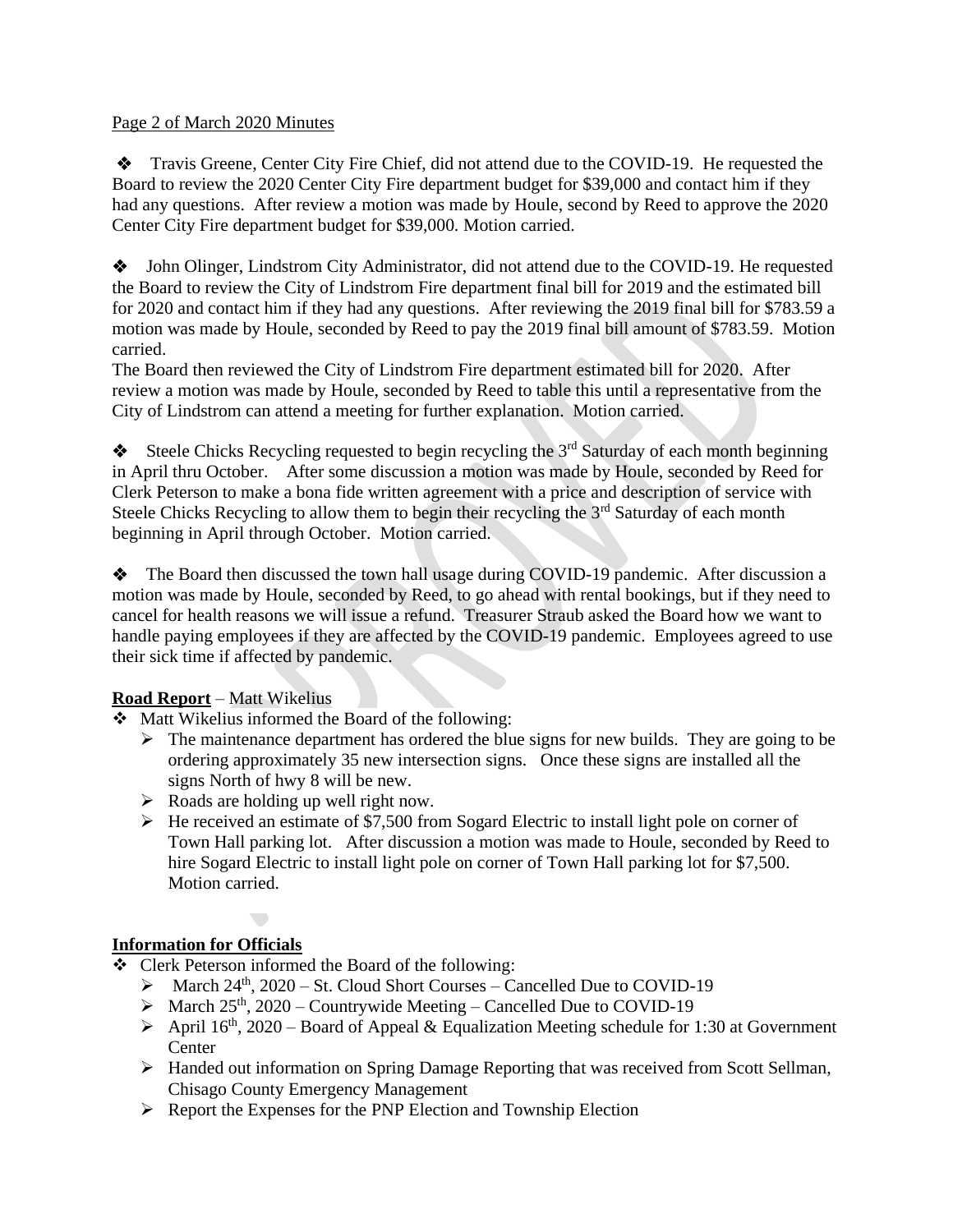Page 2 of March 2020 Minutes

- ❖ Travis Greene, Center City Fire Chief, did not attend due to the COVID-19. He requested the Board to review the 2020 Center City Fire department budget for $39,000 and contact him if they had any questions. After review a motion was made by Houle, second by Reed to approve the 2020 Center City Fire department budget for $39,000. Motion carried.

- ❖ John Olinger, Lindstrom City Administrator, did not attend due to the COVID-19. He requested the Board to review the City of Lindstrom Fire department final bill for 2019 and the estimated bill for 2020 and contact him if they had any questions. After reviewing the 2019 final bill for $783.59 a motion was made by Houle, seconded by Reed to pay the 2019 final bill amount of $783.59. Motion carried.

  The Board then reviewed the City of Lindstrom Fire department estimated bill for 2020. After review a motion was made by Houle, seconded by Reed to table this until a representative from the City of Lindstrom can attend a meeting for further explanation. Motion carried.

- ❖ Steele Chicks Recycling requested to begin recycling the 3rd Saturday of each month beginning in April thru October. After some discussion a motion was made by Houle, seconded by Reed for Clerk Peterson to make a bona fide written agreement with a price and description of service with Steele Chicks Recycling to allow them to begin their recycling the 3rd Saturday of each month beginning in April through October. Motion carried.

- ❖ The Board then discussed the town hall usage during COVID-19 pandemic. After discussion a motion was made by Houle, seconded by Reed, to go ahead with rental bookings, but if they need to cancel for health reasons we will issue a refund. Treasurer Straub asked the Board how we want to handle paying employees if they are affected by the COVID-19 pandemic. Employees agreed to use their sick time if affected by pandemic.

**Road Report** – Matt Wikelius

- ❖ Matt Wikelius informed the Board of the following:
  - ➢ The maintenance department has ordered the blue signs for new builds. They are going to be ordering approximately 35 new intersection signs. Once these signs are installed all the signs North of hwy 8 will be new.
  - ➢ Roads are holding up well right now.
  - ➢ He received an estimate of $7,500 from Sogard Electric to install light pole on corner of Town Hall parking lot. After discussion a motion was made to Houle, seconded by Reed to hire Sogard Electric to install light pole on corner of Town Hall parking lot for $7,500. Motion carried.

**Information for Officials**

- ❖ Clerk Peterson informed the Board of the following:
  - ➢ March 24th, 2020 – St. Cloud Short Courses – Cancelled Due to COVID-19
  - ➢ March 25th, 2020 – Countrywide Meeting – Cancelled Due to COVID-19
  - ➢ April 16th, 2020 – Board of Appeal & Equalization Meeting schedule for 1:30 at Government Center
  - ➢ Handed out information on Spring Damage Reporting that was received from Scott Sellman, Chisago County Emergency Management
  - ➢ Report the Expenses for the PNP Election and Township Election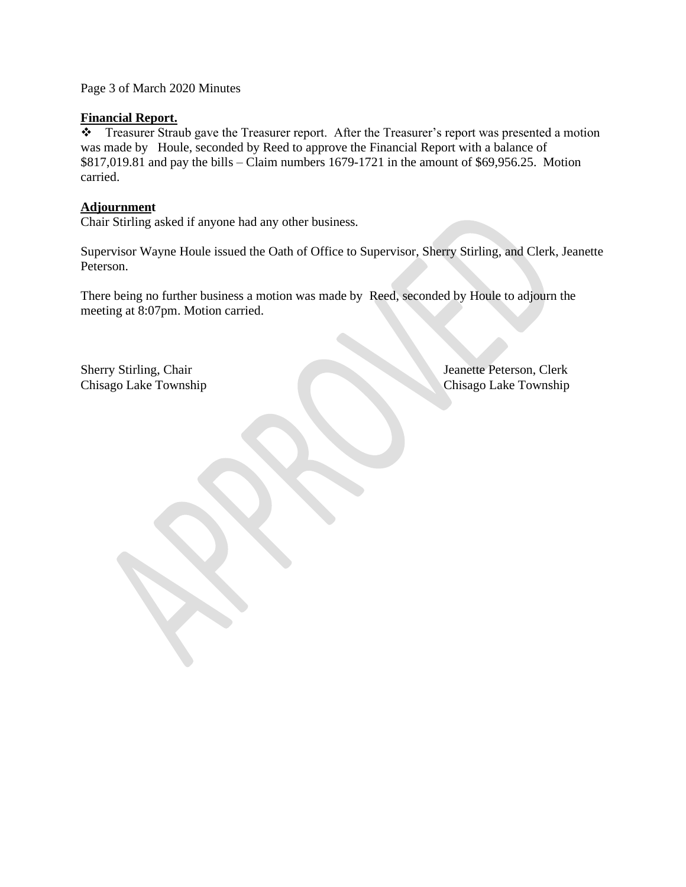## Financial Report.

- Treasurer Straub gave the Treasurer report. After the Treasurer's report was presented a motion was made by Houle, seconded by Reed to approve the Financial Report with a balance of $817,019.81 and pay the bills – Claim numbers 1679-1721 in the amount of $69,956.25. Motion carried.

## Adjournment

Chair Stirling asked if anyone had any other business.

Supervisor Wayne Houle issued the Oath of Office to Supervisor, Sherry Stirling, and Clerk, Jeanette Peterson.

There being no further business a motion was made by Reed, seconded by Houle to adjourn the meeting at 8:07pm. Motion carried.

Sherry Stirling, Chair
Chisago Lake Township

Jeanette Peterson, Clerk
Chisago Lake Township

APPROVED